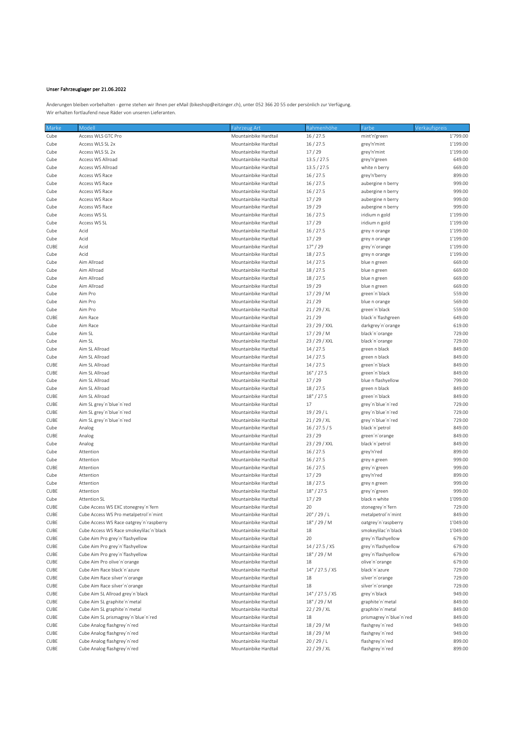**Unser Fahrzeuglager per 21.06.2022**

Änderungen bleiben vorbehalten - gerne stehen wir Ihnen per eMail (bikeshop@eitzinger.ch), unter 052 366 20 55 oder persönlich zur Verfügung.
Wir erhalten fortlaufend neue Räder von unseren Lieferanten.

| Marke | Modell | Fahrzeug Art | Rahmenhöhe | Farbe | Verkaufspreis |
|---|---|---|---|---|---|
| Cube | Access WLS GTC Pro | Mountainbike Hardtail | 16 / 27.5 | mint'n'green | 1'799.00 |
| Cube | Access WLS SL 2x | Mountainbike Hardtail | 16 / 27.5 | grey'n'mint | 1'199.00 |
| Cube | Access WLS SL 2x | Mountainbike Hardtail | 17 / 29 | grey'n'mint | 1'199.00 |
| Cube | Access WS Allroad | Mountainbike Hardtail | 13.5 / 27.5 | grey'n'green | 649.00 |
| Cube | Access WS Allroad | Mountainbike Hardtail | 13.5 / 27.5 | white n berry | 669.00 |
| Cube | Access WS Race | Mountainbike Hardtail | 16 / 27.5 | grey'n'berry | 899.00 |
| Cube | Access WS Race | Mountainbike Hardtail | 16 / 27.5 | aubergine n berry | 999.00 |
| Cube | Access WS Race | Mountainbike Hardtail | 16 / 27.5 | aubergine n berry | 999.00 |
| Cube | Access WS Race | Mountainbike Hardtail | 17 / 29 | aubergine n berry | 999.00 |
| Cube | Access WS Race | Mountainbike Hardtail | 19 / 29 | aubergine n berry | 999.00 |
| Cube | Access WS SL | Mountainbike Hardtail | 16 / 27.5 | iridium n gold | 1'199.00 |
| Cube | Access WS SL | Mountainbike Hardtail | 17 / 29 | iridium n gold | 1'199.00 |
| Cube | Acid | Mountainbike Hardtail | 16 / 27.5 | grey n orange | 1'199.00 |
| Cube | Acid | Mountainbike Hardtail | 17 / 29 | grey n orange | 1'199.00 |
| CUBE | Acid | Mountainbike Hardtail | 17" / 29 | grey´n´orange | 1'199.00 |
| Cube | Acid | Mountainbike Hardtail | 18 / 27.5 | grey n orange | 1'199.00 |
| Cube | Aim Allroad | Mountainbike Hardtail | 14 / 27.5 | blue n green | 669.00 |
| Cube | Aim Allroad | Mountainbike Hardtail | 18 / 27.5 | blue n green | 669.00 |
| Cube | Aim Allroad | Mountainbike Hardtail | 18 / 27.5 | blue n green | 669.00 |
| Cube | Aim Allroad | Mountainbike Hardtail | 19 / 29 | blue n green | 669.00 |
| Cube | Aim Pro | Mountainbike Hardtail | 17 / 29 / M | green´n´black | 559.00 |
| Cube | Aim Pro | Mountainbike Hardtail | 21 / 29 | blue n orange | 569.00 |
| Cube | Aim Pro | Mountainbike Hardtail | 21 / 29 / XL | green´n´black | 559.00 |
| CUBE | Aim Race | Mountainbike Hardtail | 21 / 29 | black´n´flashgreen | 649.00 |
| Cube | Aim Race | Mountainbike Hardtail | 23 / 29 / XXL | darkgrey´n´orange | 619.00 |
| Cube | Aim SL | Mountainbike Hardtail | 17 / 29 / M | black´n´orange | 729.00 |
| Cube | Aim SL | Mountainbike Hardtail | 23 / 29 / XXL | black´n´orange | 729.00 |
| Cube | Aim SL Allroad | Mountainbike Hardtail | 14 / 27.5 | green n black | 849.00 |
| Cube | Aim SL Allroad | Mountainbike Hardtail | 14 / 27.5 | green n black | 849.00 |
| CUBE | Aim SL Allroad | Mountainbike Hardtail | 14 / 27.5 | green´n´black | 849.00 |
| CUBE | Aim SL Allroad | Mountainbike Hardtail | 16" / 27.5 | green´n´black | 849.00 |
| Cube | Aim SL Allroad | Mountainbike Hardtail | 17 / 29 | blue n flashyellow | 799.00 |
| Cube | Aim SL Allroad | Mountainbike Hardtail | 18 / 27.5 | green n black | 849.00 |
| CUBE | Aim SL Allroad | Mountainbike Hardtail | 18" / 27.5 | green´n´black | 849.00 |
| CUBE | Aim SL grey´n´blue´n´red | Mountainbike Hardtail | 17 | grey´n´blue´n´red | 729.00 |
| CUBE | Aim SL grey´n´blue´n´red | Mountainbike Hardtail | 19 / 29 / L | grey´n´blue´n´red | 729.00 |
| CUBE | Aim SL grey´n´blue´n´red | Mountainbike Hardtail | 21 / 29 / XL | grey´n´blue´n´red | 729.00 |
| Cube | Analog | Mountainbike Hardtail | 16 / 27.5 / S | black´n´petrol | 849.00 |
| CUBE | Analog | Mountainbike Hardtail | 23 / 29 | green´n´orange | 849.00 |
| Cube | Analog | Mountainbike Hardtail | 23 / 29 / XXL | black´n´petrol | 849.00 |
| Cube | Attention | Mountainbike Hardtail | 16 / 27.5 | grey'n'red | 899.00 |
| Cube | Attention | Mountainbike Hardtail | 16 / 27.5 | grey n green | 999.00 |
| CUBE | Attention | Mountainbike Hardtail | 16 / 27.5 | grey´n´green | 999.00 |
| Cube | Attention | Mountainbike Hardtail | 17 / 29 | grey'n'red | 899.00 |
| Cube | Attention | Mountainbike Hardtail | 18 / 27.5 | grey n green | 999.00 |
| CUBE | Attention | Mountainbike Hardtail | 18" / 27.5 | grey´n´green | 999.00 |
| Cube | Attention SL | Mountainbike Hardtail | 17 / 29 | black n white | 1'099.00 |
| CUBE | Cube Access WS EXC stonegrey´n´fern | Mountainbike Hardtail | 20 | stonegrey´n´fern | 729.00 |
| CUBE | Cube Access WS Pro metalpetrol´n´mint | Mountainbike Hardtail | 20" / 29 / L | metalpetrol´n´mint | 849.00 |
| CUBE | Cube Access WS Race oatgrey´n´raspberry | Mountainbike Hardtail | 18" / 29 / M | oatgrey´n´raspberry | 1'049.00 |
| CUBE | Cube Access WS Race smokeylilac´n´black | Mountainbike Hardtail | 18 | smokeylilac´n´black | 1'049.00 |
| CUBE | Cube Aim Pro grey´n´flashyellow | Mountainbike Hardtail | 20 | grey´n´flashyellow | 679.00 |
| CUBE | Cube Aim Pro grey´n´flashyellow | Mountainbike Hardtail | 14 / 27.5 / XS | grey´n´flashyellow | 679.00 |
| CUBE | Cube Aim Pro grey´n´flashyellow | Mountainbike Hardtail | 18" / 29 / M | grey´n´flashyellow | 679.00 |
| CUBE | Cube Aim Pro olive´n´orange | Mountainbike Hardtail | 18 | olive´n´orange | 679.00 |
| CUBE | Cube Aim Race black´n´azure | Mountainbike Hardtail | 14" / 27.5 / XS | black´n´azure | 729.00 |
| CUBE | Cube Aim Race silver´n´orange | Mountainbike Hardtail | 18 | silver´n´orange | 729.00 |
| CUBE | Cube Aim Race silver´n´orange | Mountainbike Hardtail | 18 | silver´n´orange | 729.00 |
| CUBE | Cube Aim SL Allroad grey´n´black | Mountainbike Hardtail | 14" / 27.5 / XS | grey´n´black | 949.00 |
| CUBE | Cube Aim SL graphite´n´metal | Mountainbike Hardtail | 18" / 29 / M | graphite´n´metal | 849.00 |
| CUBE | Cube Aim SL graphite´n´metal | Mountainbike Hardtail | 22 / 29 / XL | graphite´n´metal | 849.00 |
| CUBE | Cube Aim SL prismagrey´n´blue´n´red | Mountainbike Hardtail | 18 | prismagrey´n´blue´n´red | 849.00 |
| CUBE | Cube Analog flashgrey´n´red | Mountainbike Hardtail | 18 / 29 / M | flashgrey´n´red | 949.00 |
| CUBE | Cube Analog flashgrey´n´red | Mountainbike Hardtail | 18 / 29 / M | flashgrey´n´red | 949.00 |
| CUBE | Cube Analog flashgrey´n´red | Mountainbike Hardtail | 20 / 29 / L | flashgrey´n´red | 899.00 |
| CUBE | Cube Analog flashgrey´n´red | Mountainbike Hardtail | 22 / 29 / XL | flashgrey´n´red | 899.00 |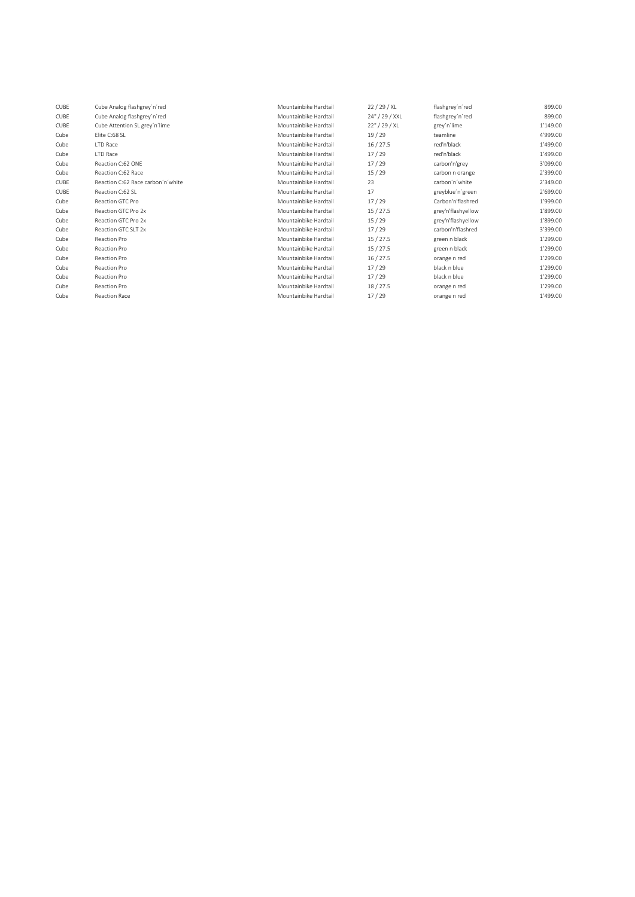| | | | | | |
|---|---|---|---|---|---|
| CUBE | Cube Analog flashgrey´n´red | Mountainbike Hardtail | 22 / 29 / XL | flashgrey´n´red | 899.00 |
| CUBE | Cube Analog flashgrey´n´red | Mountainbike Hardtail | 24" / 29 / XXL | flashgrey´n´red | 899.00 |
| CUBE | Cube Attention SL grey´n´lime | Mountainbike Hardtail | 22" / 29 / XL | grey´n´lime | 1'149.00 |
| Cube | Elite C:68 SL | Mountainbike Hardtail | 19 / 29 | teamline | 4'999.00 |
| Cube | LTD Race | Mountainbike Hardtail | 16 / 27.5 | red'n'black | 1'499.00 |
| Cube | LTD Race | Mountainbike Hardtail | 17 / 29 | red'n'black | 1'499.00 |
| Cube | Reaction C:62 ONE | Mountainbike Hardtail | 17 / 29 | carbon'n'grey | 3'099.00 |
| Cube | Reaction C:62 Race | Mountainbike Hardtail | 15 / 29 | carbon n orange | 2'399.00 |
| CUBE | Reaction C:62 Race carbon´n´white | Mountainbike Hardtail | 23 | carbon´n´white | 2'349.00 |
| CUBE | Reaction C:62 SL | Mountainbike Hardtail | 17 | greyblue´n´green | 2'699.00 |
| Cube | Reaction GTC Pro | Mountainbike Hardtail | 17 / 29 | Carbon'n'flashred | 1'999.00 |
| Cube | Reaction GTC Pro 2x | Mountainbike Hardtail | 15 / 27.5 | grey'n'flashyellow | 1'899.00 |
| Cube | Reaction GTC Pro 2x | Mountainbike Hardtail | 15 / 29 | grey'n'flashyellow | 1'899.00 |
| Cube | Reaction GTC SLT 2x | Mountainbike Hardtail | 17 / 29 | carbon'n'flashred | 3'399.00 |
| Cube | Reaction Pro | Mountainbike Hardtail | 15 / 27.5 | green n black | 1'299.00 |
| Cube | Reaction Pro | Mountainbike Hardtail | 15 / 27.5 | green n black | 1'299.00 |
| Cube | Reaction Pro | Mountainbike Hardtail | 16 / 27.5 | orange n red | 1'299.00 |
| Cube | Reaction Pro | Mountainbike Hardtail | 17 / 29 | black n blue | 1'299.00 |
| Cube | Reaction Pro | Mountainbike Hardtail | 17 / 29 | black n blue | 1'299.00 |
| Cube | Reaction Pro | Mountainbike Hardtail | 18 / 27.5 | orange n red | 1'299.00 |
| Cube | Reaction Race | Mountainbike Hardtail | 17 / 29 | orange n red | 1'499.00 |